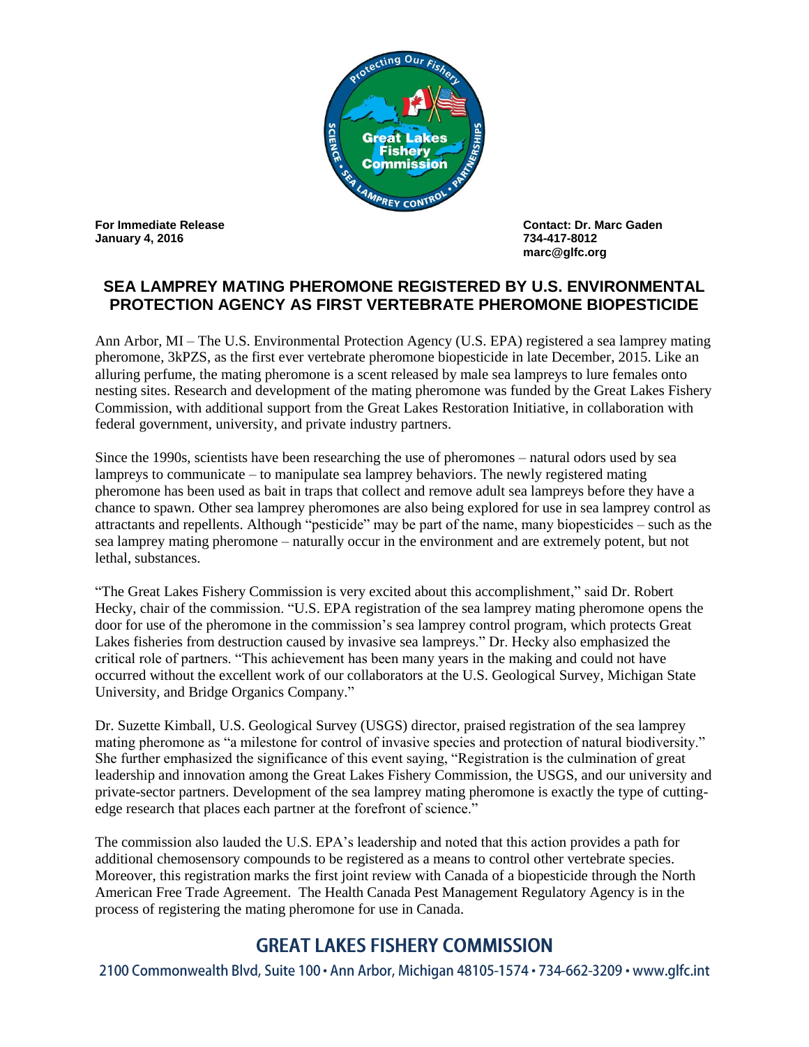**For Immediate Release**
**January 4, 2016**

**Contact: Dr. Marc Gaden**
**734-417-8012**
**marc@glfc.org**

# SEA LAMPREY MATING PHEROMONE REGISTERED BY U.S. ENVIRONMENTAL PROTECTION AGENCY AS FIRST VERTEBRATE PHEROMONE BIOPESTICIDE

Ann Arbor, MI – The U.S. Environmental Protection Agency (U.S. EPA) registered a sea lamprey mating pheromone, 3kPZS, as the first ever vertebrate pheromone biopesticide in late December, 2015. Like an alluring perfume, the mating pheromone is a scent released by male sea lampreys to lure females onto nesting sites. Research and development of the mating pheromone was funded by the Great Lakes Fishery Commission, with additional support from the Great Lakes Restoration Initiative, in collaboration with federal government, university, and private industry partners.

Since the 1990s, scientists have been researching the use of pheromones – natural odors used by sea lampreys to communicate – to manipulate sea lamprey behaviors. The newly registered mating pheromone has been used as bait in traps that collect and remove adult sea lampreys before they have a chance to spawn. Other sea lamprey pheromones are also being explored for use in sea lamprey control as attractants and repellents. Although "pesticide" may be part of the name, many biopesticides – such as the sea lamprey mating pheromone – naturally occur in the environment and are extremely potent, but not lethal, substances.

"The Great Lakes Fishery Commission is very excited about this accomplishment," said Dr. Robert Hecky, chair of the commission. "U.S. EPA registration of the sea lamprey mating pheromone opens the door for use of the pheromone in the commission's sea lamprey control program, which protects Great Lakes fisheries from destruction caused by invasive sea lampreys." Dr. Hecky also emphasized the critical role of partners. "This achievement has been many years in the making and could not have occurred without the excellent work of our collaborators at the U.S. Geological Survey, Michigan State University, and Bridge Organics Company."

Dr. Suzette Kimball, U.S. Geological Survey (USGS) director, praised registration of the sea lamprey mating pheromone as "a milestone for control of invasive species and protection of natural biodiversity." She further emphasized the significance of this event saying, "Registration is the culmination of great leadership and innovation among the Great Lakes Fishery Commission, the USGS, and our university and private-sector partners. Development of the sea lamprey mating pheromone is exactly the type of cutting-edge research that places each partner at the forefront of science."

The commission also lauded the U.S. EPA's leadership and noted that this action provides a path for additional chemosensory compounds to be registered as a means to control other vertebrate species. Moreover, this registration marks the first joint review with Canada of a biopesticide through the North American Free Trade Agreement. The Health Canada Pest Management Regulatory Agency is in the process of registering the mating pheromone for use in Canada.

**GREAT LAKES FISHERY COMMISSION**

2100 Commonwealth Blvd, Suite 100 • Ann Arbor, Michigan 48105-1574 • 734-662-3209 • www.glfc.int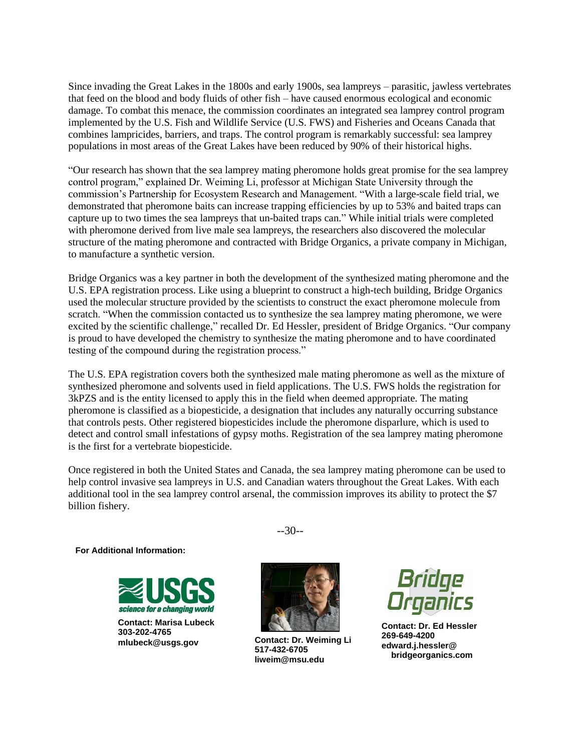Since invading the Great Lakes in the 1800s and early 1900s, sea lampreys – parasitic, jawless vertebrates that feed on the blood and body fluids of other fish – have caused enormous ecological and economic damage. To combat this menace, the commission coordinates an integrated sea lamprey control program implemented by the U.S. Fish and Wildlife Service (U.S. FWS) and Fisheries and Oceans Canada that combines lampricides, barriers, and traps. The control program is remarkably successful: sea lamprey populations in most areas of the Great Lakes have been reduced by 90% of their historical highs.

"Our research has shown that the sea lamprey mating pheromone holds great promise for the sea lamprey control program," explained Dr. Weiming Li, professor at Michigan State University through the commission's Partnership for Ecosystem Research and Management. "With a large-scale field trial, we demonstrated that pheromone baits can increase trapping efficiencies by up to 53% and baited traps can capture up to two times the sea lampreys that un-baited traps can." While initial trials were completed with pheromone derived from live male sea lampreys, the researchers also discovered the molecular structure of the mating pheromone and contracted with Bridge Organics, a private company in Michigan, to manufacture a synthetic version.

Bridge Organics was a key partner in both the development of the synthesized mating pheromone and the U.S. EPA registration process. Like using a blueprint to construct a high-tech building, Bridge Organics used the molecular structure provided by the scientists to construct the exact pheromone molecule from scratch. "When the commission contacted us to synthesize the sea lamprey mating pheromone, we were excited by the scientific challenge," recalled Dr. Ed Hessler, president of Bridge Organics. "Our company is proud to have developed the chemistry to synthesize the mating pheromone and to have coordinated testing of the compound during the registration process."

The U.S. EPA registration covers both the synthesized male mating pheromone as well as the mixture of synthesized pheromone and solvents used in field applications. The U.S. FWS holds the registration for 3kPZS and is the entity licensed to apply this in the field when deemed appropriate. The mating pheromone is classified as a biopesticide, a designation that includes any naturally occurring substance that controls pests. Other registered biopesticides include the pheromone disparlure, which is used to detect and control small infestations of gypsy moths. Registration of the sea lamprey mating pheromone is the first for a vertebrate biopesticide.

Once registered in both the United States and Canada, the sea lamprey mating pheromone can be used to help control invasive sea lampreys in U.S. and Canadian waters throughout the Great Lakes. With each additional tool in the sea lamprey control arsenal, the commission improves its ability to protect the $7 billion fishery.

--30--

**For Additional Information:**

USGS
science for a changing world

**Contact: Marisa Lubeck**
**303-202-4765**
**mlubeck@usgs.gov**

**Contact: Dr. Weiming Li**
**517-432-6705**
**liweim@msu.edu**

Bridge Organics

**Contact: Dr. Ed Hessler**
**269-649-4200**
**edward.j.hessler@bridgeorganics.com**